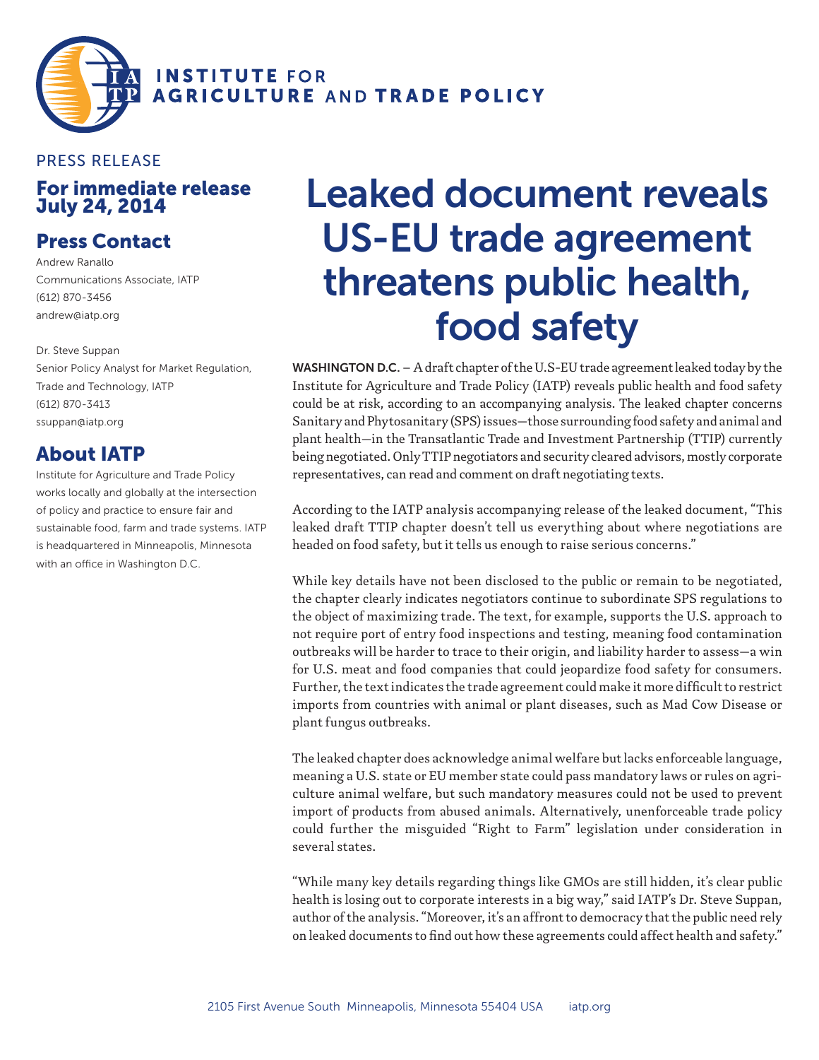**INSTITUTE FOR AGRICULTURE AND TRADE POLICY**

PRESS RELEASE

**For immediate release**
**July 24, 2014**

## Press Contact

Andrew Ranallo
Communications Associate, IATP
(612) 870-3456
andrew@iatp.org

Dr. Steve Suppan
Senior Policy Analyst for Market Regulation, Trade and Technology, IATP
(612) 870-3413
ssuppan@iatp.org

## About IATP

Institute for Agriculture and Trade Policy works locally and globally at the intersection of policy and practice to ensure fair and sustainable food, farm and trade systems. IATP is headquartered in Minneapolis, Minnesota with an office in Washington D.C.

# Leaked document reveals US-EU trade agreement threatens public health, food safety

**WASHINGTON D.C.** – A draft chapter of the U.S-EU trade agreement leaked today by the Institute for Agriculture and Trade Policy (IATP) reveals public health and food safety could be at risk, according to an accompanying analysis. The leaked chapter concerns Sanitary and Phytosanitary (SPS) issues—those surrounding food safety and animal and plant health—in the Transatlantic Trade and Investment Partnership (TTIP) currently being negotiated. Only TTIP negotiators and security cleared advisors, mostly corporate representatives, can read and comment on draft negotiating texts.

According to the IATP analysis accompanying release of the leaked document, "This leaked draft TTIP chapter doesn't tell us everything about where negotiations are headed on food safety, but it tells us enough to raise serious concerns."

While key details have not been disclosed to the public or remain to be negotiated, the chapter clearly indicates negotiators continue to subordinate SPS regulations to the object of maximizing trade. The text, for example, supports the U.S. approach to not require port of entry food inspections and testing, meaning food contamination outbreaks will be harder to trace to their origin, and liability harder to assess—a win for U.S. meat and food companies that could jeopardize food safety for consumers. Further, the text indicates the trade agreement could make it more difficult to restrict imports from countries with animal or plant diseases, such as Mad Cow Disease or plant fungus outbreaks.

The leaked chapter does acknowledge animal welfare but lacks enforceable language, meaning a U.S. state or EU member state could pass mandatory laws or rules on agriculture animal welfare, but such mandatory measures could not be used to prevent import of products from abused animals. Alternatively, unenforceable trade policy could further the misguided "Right to Farm" legislation under consideration in several states.

"While many key details regarding things like GMOs are still hidden, it's clear public health is losing out to corporate interests in a big way," said IATP's Dr. Steve Suppan, author of the analysis. "Moreover, it's an affront to democracy that the public need rely on leaked documents to find out how these agreements could affect health and safety."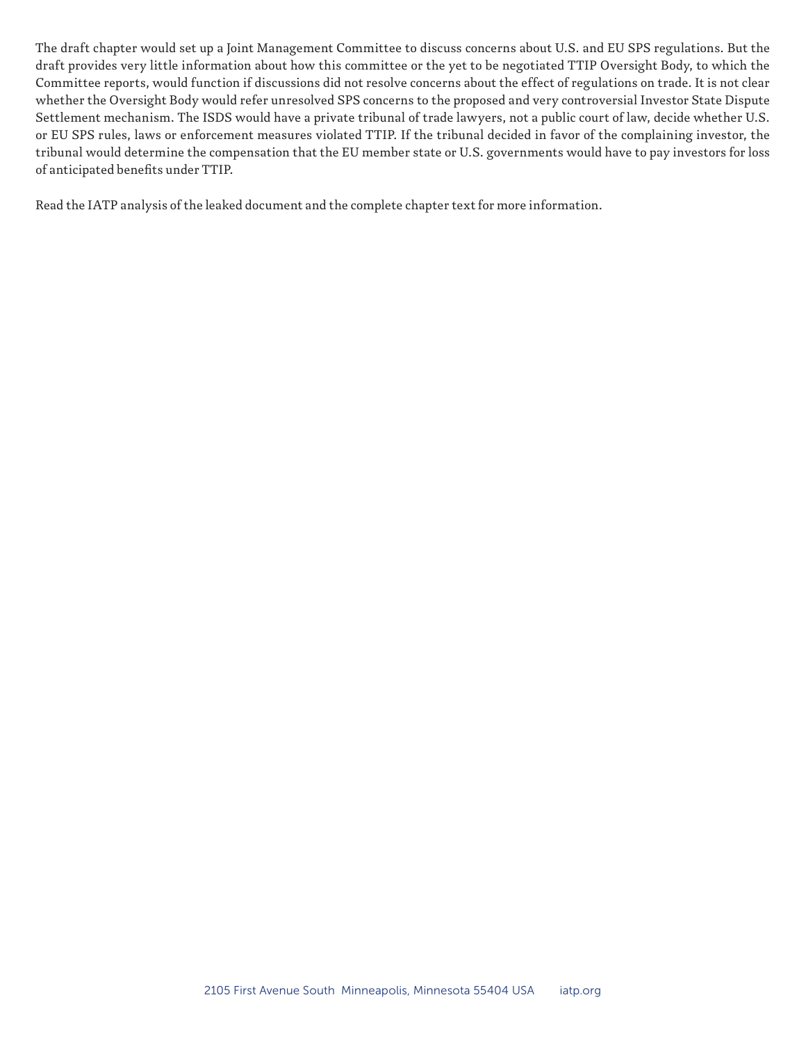The draft chapter would set up a Joint Management Committee to discuss concerns about U.S. and EU SPS regulations. But the draft provides very little information about how this committee or the yet to be negotiated TTIP Oversight Body, to which the Committee reports, would function if discussions did not resolve concerns about the effect of regulations on trade. It is not clear whether the Oversight Body would refer unresolved SPS concerns to the proposed and very controversial Investor State Dispute Settlement mechanism. The ISDS would have a private tribunal of trade lawyers, not a public court of law, decide whether U.S. or EU SPS rules, laws or enforcement measures violated TTIP. If the tribunal decided in favor of the complaining investor, the tribunal would determine the compensation that the EU member state or U.S. governments would have to pay investors for loss of anticipated benefits under TTIP.

Read the IATP analysis of the leaked document and the complete chapter text for more information.